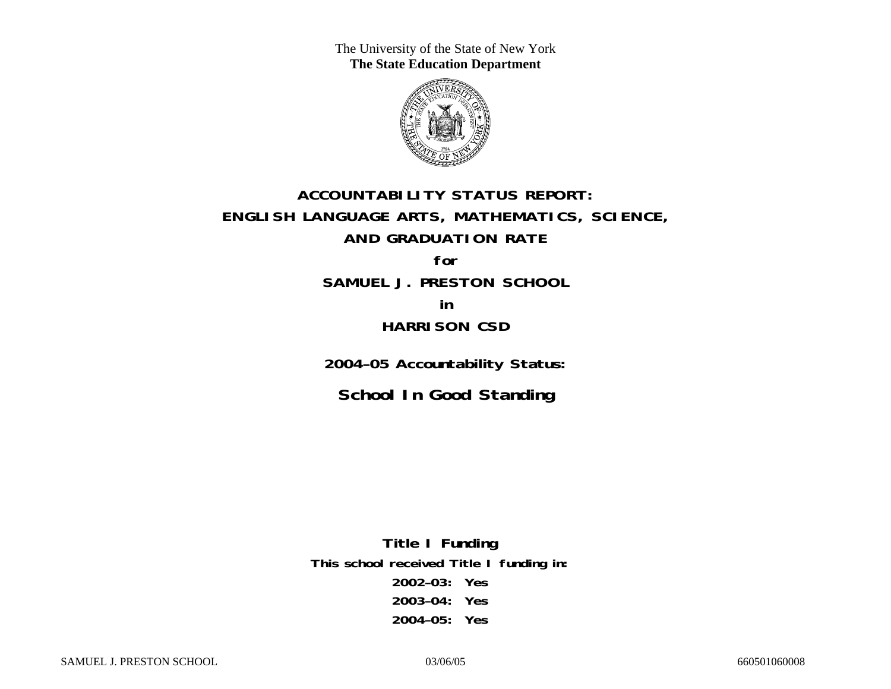The University of the State of New York
**The State Education Department**

# ACCOUNTABILITY STATUS REPORT: ENGLISH LANGUAGE ARTS, MATHEMATICS, SCIENCE, AND GRADUATION RATE

**for**

## SAMUEL J. PRESTON SCHOOL

**in**

## HARRISON CSD

**2004–05 Accountability Status:**

## School In Good Standing

**Title I Funding**

**This school received Title I funding in:**

**2002–03: Yes**

**2003–04: Yes**

**2004–05: Yes**

SAMUEL J. PRESTON SCHOOL 03/06/05 660501060008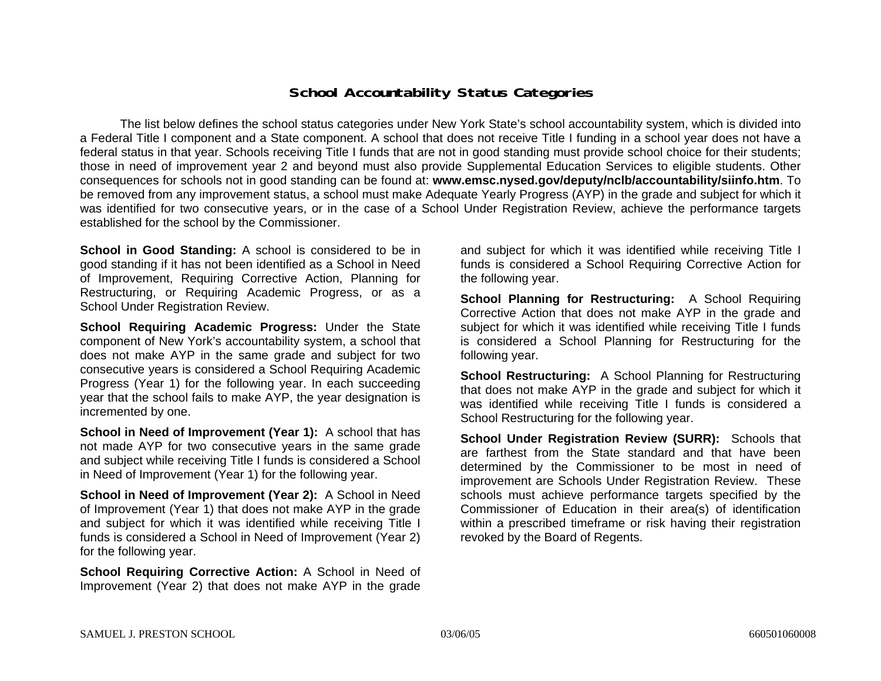## School Accountability Status Categories

The list below defines the school status categories under New York State's school accountability system, which is divided into a Federal Title I component and a State component. A school that does not receive Title I funding in a school year does not have a federal status in that year. Schools receiving Title I funds that are not in good standing must provide school choice for their students; those in need of improvement year 2 and beyond must also provide Supplemental Education Services to eligible students. Other consequences for schools not in good standing can be found at: **www.emsc.nysed.gov/deputy/nclb/accountability/siinfo.htm**. To be removed from any improvement status, a school must make Adequate Yearly Progress (AYP) in the grade and subject for which it was identified for two consecutive years, or in the case of a School Under Registration Review, achieve the performance targets established for the school by the Commissioner.

**School in Good Standing:** A school is considered to be in good standing if it has not been identified as a School in Need of Improvement, Requiring Corrective Action, Planning for Restructuring, or Requiring Academic Progress, or as a School Under Registration Review.

**School Requiring Academic Progress:** Under the State component of New York's accountability system, a school that does not make AYP in the same grade and subject for two consecutive years is considered a School Requiring Academic Progress (Year 1) for the following year. In each succeeding year that the school fails to make AYP, the year designation is incremented by one.

**School in Need of Improvement (Year 1):** A school that has not made AYP for two consecutive years in the same grade and subject while receiving Title I funds is considered a School in Need of Improvement (Year 1) for the following year.

**School in Need of Improvement (Year 2):** A School in Need of Improvement (Year 1) that does not make AYP in the grade and subject for which it was identified while receiving Title I funds is considered a School in Need of Improvement (Year 2) for the following year.

**School Requiring Corrective Action:** A School in Need of Improvement (Year 2) that does not make AYP in the grade and subject for which it was identified while receiving Title I funds is considered a School Requiring Corrective Action for the following year.

**School Planning for Restructuring:** A School Requiring Corrective Action that does not make AYP in the grade and subject for which it was identified while receiving Title I funds is considered a School Planning for Restructuring for the following year.

**School Restructuring:** A School Planning for Restructuring that does not make AYP in the grade and subject for which it was identified while receiving Title I funds is considered a School Restructuring for the following year.

**School Under Registration Review (SURR):** Schools that are farthest from the State standard and that have been determined by the Commissioner to be most in need of improvement are Schools Under Registration Review. These schools must achieve performance targets specified by the Commissioner of Education in their area(s) of identification within a prescribed timeframe or risk having their registration revoked by the Board of Regents.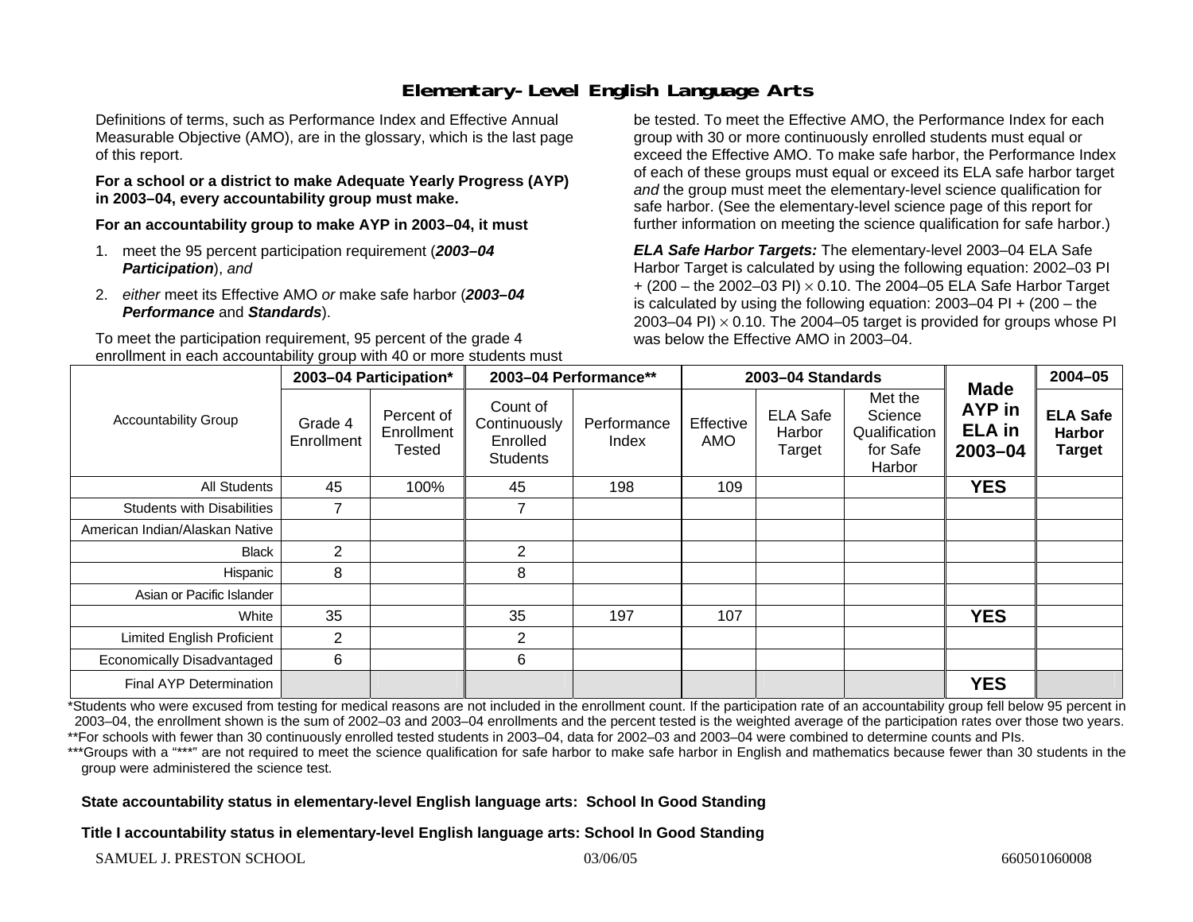# Elementary-Level English Language Arts

Definitions of terms, such as Performance Index and Effective Annual Measurable Objective (AMO), are in the glossary, which is the last page of this report.

**For a school or a district to make Adequate Yearly Progress (AYP) in 2003–04, every accountability group must make.**

**For an accountability group to make AYP in 2003–04, it must**

1. meet the 95 percent participation requirement (***2003–04 Participation***), *and*
2. *either* meet its Effective AMO *or* make safe harbor (***2003–04 Performance*** and ***Standards***).

To meet the participation requirement, 95 percent of the grade 4 enrollment in each accountability group with 40 or more students must be tested. To meet the Effective AMO, the Performance Index for each group with 30 or more continuously enrolled students must equal or exceed the Effective AMO. To make safe harbor, the Performance Index of each of these groups must equal or exceed its ELA safe harbor target *and* the group must meet the elementary-level science qualification for safe harbor. (See the elementary-level science page of this report for further information on meeting the science qualification for safe harbor.)

***ELA Safe Harbor Targets:*** The elementary-level 2003–04 ELA Safe Harbor Target is calculated by using the following equation: 2002–03 PI + (200 – the 2002–03 PI) × 0.10. The 2004–05 ELA Safe Harbor Target is calculated by using the following equation: 2003–04 PI + (200 – the 2003–04 PI) × 0.10. The 2004–05 target is provided for groups whose PI was below the Effective AMO in 2003–04.

| Accountability Group | 2003–04 Participation* | | 2003–04 Performance** | | 2003–04 Standards | | | Made AYP in ELA in 2003–04 | 2004–05 |
|---|---|---|---|---|---|---|---|---|---|
| | Grade 4 Enrollment | Percent of Enrollment Tested | Count of Continuously Enrolled Students | Performance Index | Effective AMO | ELA Safe Harbor Target | Met the Science Qualification for Safe Harbor | | ELA Safe Harbor Target |
| All Students | 45 | 100% | 45 | 198 | 109 | | | **YES** | |
| Students with Disabilities | 7 | | 7 | | | | | | |
| American Indian/Alaskan Native | | | | | | | | | |
| Black | 2 | | 2 | | | | | | |
| Hispanic | 8 | | 8 | | | | | | |
| Asian or Pacific Islander | | | | | | | | | |
| White | 35 | | 35 | 197 | 107 | | | **YES** | |
| Limited English Proficient | 2 | | 2 | | | | | | |
| Economically Disadvantaged | 6 | | 6 | | | | | | |
| Final AYP Determination | | | | | | | | **YES** | |

*Students who were excused from testing for medical reasons are not included in the enrollment count. If the participation rate of an accountability group fell below 95 percent in 2003–04, the enrollment shown is the sum of 2002–03 and 2003–04 enrollments and the percent tested is the weighted average of the participation rates over those two years.
**For schools with fewer than 30 continuously enrolled tested students in 2003–04, data for 2002–03 and 2003–04 were combined to determine counts and PIs.
***Groups with a "***" are not required to meet the science qualification for safe harbor to make safe harbor in English and mathematics because fewer than 30 students in the group were administered the science test.

**State accountability status in elementary-level English language arts: School In Good Standing**

**Title I accountability status in elementary-level English language arts: School In Good Standing**

SAMUEL J. PRESTON SCHOOL 03/06/05 660501060008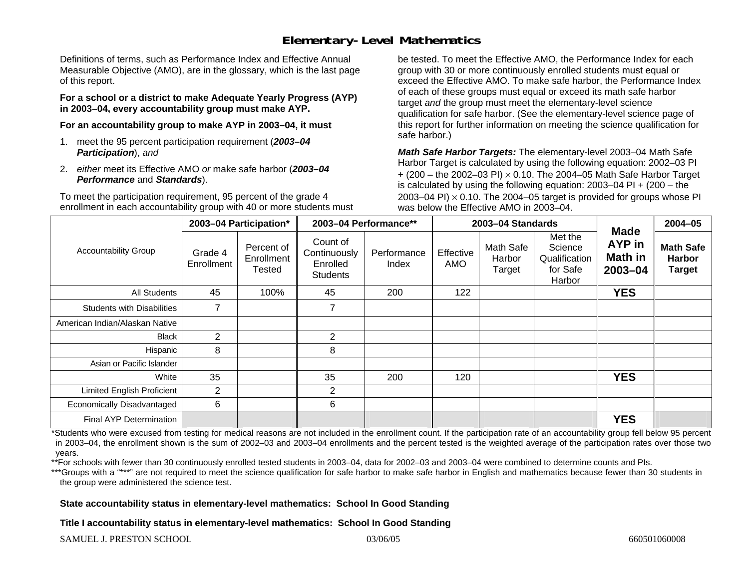# Elementary-Level Mathematics

Definitions of terms, such as Performance Index and Effective Annual Measurable Objective (AMO), are in the glossary, which is the last page of this report.

**For a school or a district to make Adequate Yearly Progress (AYP) in 2003–04, every accountability group must make AYP.**

**For an accountability group to make AYP in 2003–04, it must**

1. meet the 95 percent participation requirement (***2003–04 Participation***), *and*
2. *either* meet its Effective AMO *or* make safe harbor (***2003–04 Performance*** and ***Standards***).

To meet the participation requirement, 95 percent of the grade 4 enrollment in each accountability group with 40 or more students must be tested. To meet the Effective AMO, the Performance Index for each group with 30 or more continuously enrolled students must equal or exceed the Effective AMO. To make safe harbor, the Performance Index of each of these groups must equal or exceed its math safe harbor target *and* the group must meet the elementary-level science qualification for safe harbor. (See the elementary-level science page of this report for further information on meeting the science qualification for safe harbor.)

***Math Safe Harbor Targets:*** The elementary-level 2003–04 Math Safe Harbor Target is calculated by using the following equation: 2002–03 PI + (200 – the 2002–03 PI) $\times$ 0.10. The 2004–05 Math Safe Harbor Target is calculated by using the following equation: 2003–04 PI + (200 – the 2003–04 PI) $\times$ 0.10. The 2004–05 target is provided for groups whose PI was below the Effective AMO in 2003–04.

| Accountability Group | 2003–04 Participation* | | 2003–04 Performance** | | 2003–04 Standards | | | Made AYP in Math in 2003–04 | 2004–05 |
|---|---|---|---|---|---|---|---|---|---|
| | Grade 4 Enrollment | Percent of Enrollment Tested | Count of Continuously Enrolled Students | Performance Index | Effective AMO | Math Safe Harbor Target | Met the Science Qualification for Safe Harbor | | Math Safe Harbor Target |
| All Students | 45 | 100% | 45 | 200 | 122 | | | **YES** | |
| Students with Disabilities | 7 | | 7 | | | | | | |
| American Indian/Alaskan Native | | | | | | | | | |
| Black | 2 | | 2 | | | | | | |
| Hispanic | 8 | | 8 | | | | | | |
| Asian or Pacific Islander | | | | | | | | | |
| White | 35 | | 35 | 200 | 120 | | | **YES** | |
| Limited English Proficient | 2 | | 2 | | | | | | |
| Economically Disadvantaged | 6 | | 6 | | | | | | |
| Final AYP Determination | | | | | | | | **YES** | |

*Students who were excused from testing for medical reasons are not included in the enrollment count. If the participation rate of an accountability group fell below 95 percent in 2003–04, the enrollment shown is the sum of 2002–03 and 2003–04 enrollments and the percent tested is the weighted average of the participation rates over those two years.

**For schools with fewer than 30 continuously enrolled tested students in 2003–04, data for 2002–03 and 2003–04 were combined to determine counts and PIs.

***Groups with a "***" are not required to meet the science qualification for safe harbor to make safe harbor in English and mathematics because fewer than 30 students in the group were administered the science test.

**State accountability status in elementary-level mathematics: School In Good Standing**

**Title I accountability status in elementary-level mathematics: School In Good Standing**

SAMUEL J. PRESTON SCHOOL 03/06/05 660501060008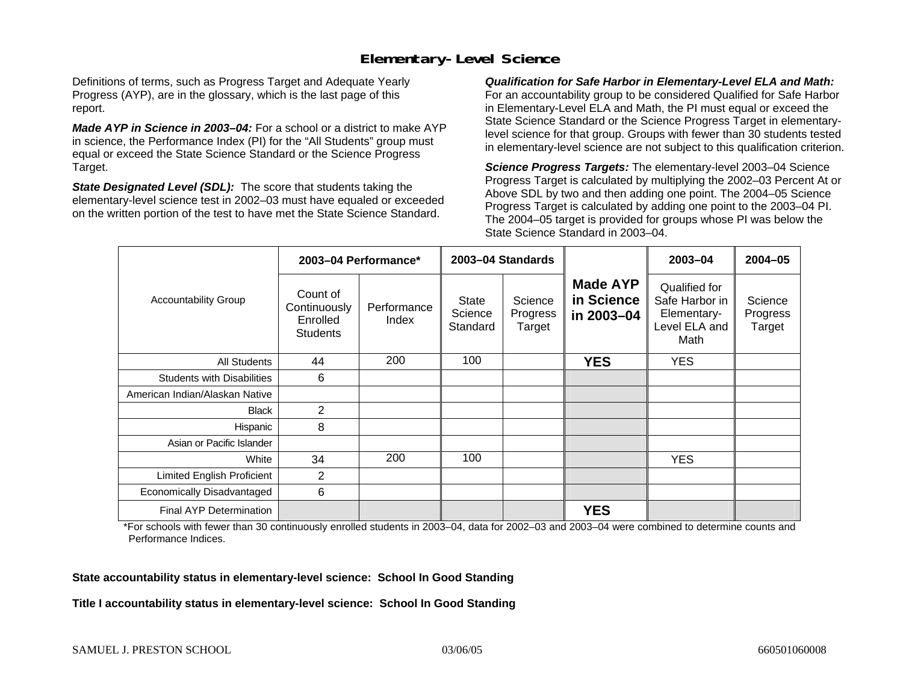# Elementary-Level Science

Definitions of terms, such as Progress Target and Adequate Yearly Progress (AYP), are in the glossary, which is the last page of this report.

***Made AYP in Science in 2003–04:*** For a school or a district to make AYP in science, the Performance Index (PI) for the "All Students" group must equal or exceed the State Science Standard or the Science Progress Target.

***State Designated Level (SDL):*** The score that students taking the elementary-level science test in 2002–03 must have equaled or exceeded on the written portion of the test to have met the State Science Standard.

***Qualification for Safe Harbor in Elementary-Level ELA and Math:*** For an accountability group to be considered Qualified for Safe Harbor in Elementary-Level ELA and Math, the PI must equal or exceed the State Science Standard or the Science Progress Target in elementary-level science for that group. Groups with fewer than 30 students tested in elementary-level science are not subject to this qualification criterion.

***Science Progress Targets:*** The elementary-level 2003–04 Science Progress Target is calculated by multiplying the 2002–03 Percent At or Above SDL by two and then adding one point. The 2004–05 Science Progress Target is calculated by adding one point to the 2003–04 PI. The 2004–05 target is provided for groups whose PI was below the State Science Standard in 2003–04.

| Accountability Group | 2003–04 Performance* | | 2003–04 Standards | | Made AYP in Science in 2003–04 | 2003–04 | 2004–05 |
|---|---|---|---|---|---|---|---|
| | Count of Continuously Enrolled Students | Performance Index | State Science Standard | Science Progress Target | | Qualified for Safe Harbor in Elementary-Level ELA and Math | Science Progress Target |
| All Students | 44 | 200 | 100 | | **YES** | YES | |
| Students with Disabilities | 6 | | | | | | |
| American Indian/Alaskan Native | | | | | | | |
| Black | 2 | | | | | | |
| Hispanic | 8 | | | | | | |
| Asian or Pacific Islander | | | | | | | |
| White | 34 | 200 | 100 | | | YES | |
| Limited English Proficient | 2 | | | | | | |
| Economically Disadvantaged | 6 | | | | | | |
| Final AYP Determination | | | | | **YES** | | |

*For schools with fewer than 30 continuously enrolled students in 2003–04, data for 2002–03 and 2003–04 were combined to determine counts and Performance Indices.

**State accountability status in elementary-level science: School In Good Standing**

**Title I accountability status in elementary-level science: School In Good Standing**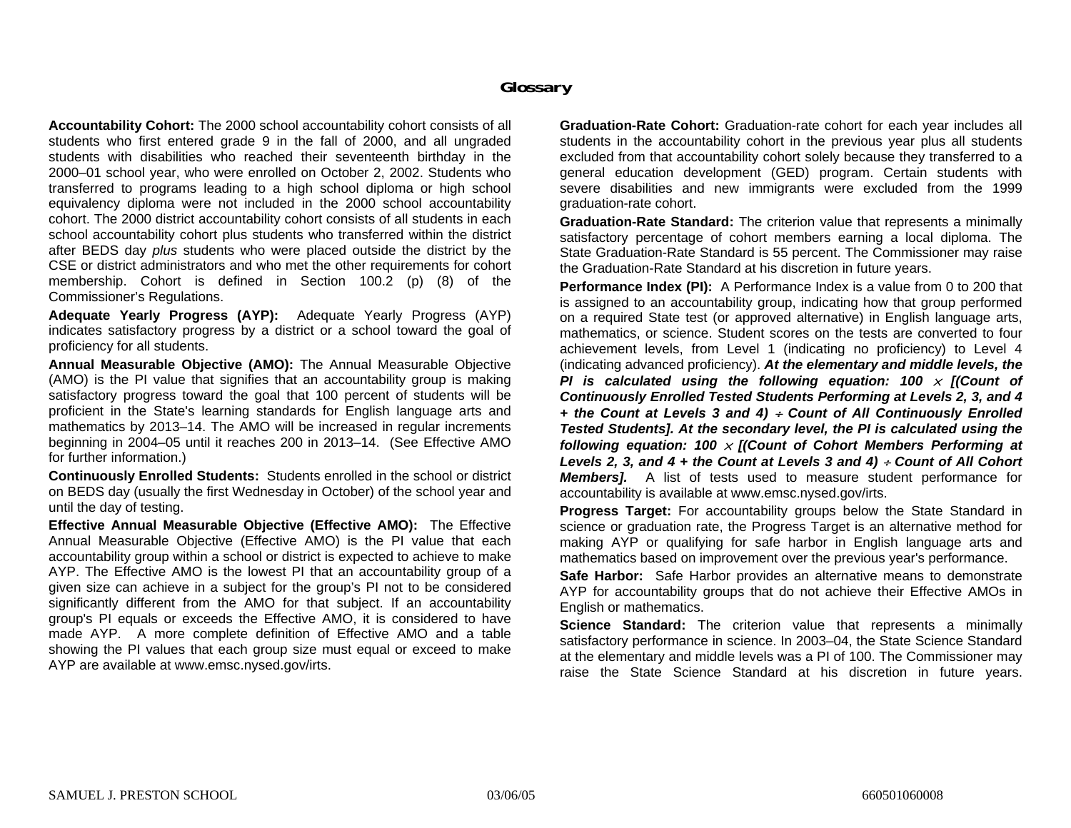# Glossary

**Accountability Cohort:** The 2000 school accountability cohort consists of all students who first entered grade 9 in the fall of 2000, and all ungraded students with disabilities who reached their seventeenth birthday in the 2000–01 school year, who were enrolled on October 2, 2002. Students who transferred to programs leading to a high school diploma or high school equivalency diploma were not included in the 2000 school accountability cohort. The 2000 district accountability cohort consists of all students in each school accountability cohort plus students who transferred within the district after BEDS day *plus* students who were placed outside the district by the CSE or district administrators and who met the other requirements for cohort membership. Cohort is defined in Section 100.2 (p) (8) of the Commissioner's Regulations.

**Adequate Yearly Progress (AYP):** Adequate Yearly Progress (AYP) indicates satisfactory progress by a district or a school toward the goal of proficiency for all students.

**Annual Measurable Objective (AMO):** The Annual Measurable Objective (AMO) is the PI value that signifies that an accountability group is making satisfactory progress toward the goal that 100 percent of students will be proficient in the State's learning standards for English language arts and mathematics by 2013–14. The AMO will be increased in regular increments beginning in 2004–05 until it reaches 200 in 2013–14. (See Effective AMO for further information.)

**Continuously Enrolled Students:** Students enrolled in the school or district on BEDS day (usually the first Wednesday in October) of the school year and until the day of testing.

**Effective Annual Measurable Objective (Effective AMO):** The Effective Annual Measurable Objective (Effective AMO) is the PI value that each accountability group within a school or district is expected to achieve to make AYP. The Effective AMO is the lowest PI that an accountability group of a given size can achieve in a subject for the group's PI not to be considered significantly different from the AMO for that subject. If an accountability group's PI equals or exceeds the Effective AMO, it is considered to have made AYP. A more complete definition of Effective AMO and a table showing the PI values that each group size must equal or exceed to make AYP are available at www.emsc.nysed.gov/irts.

**Graduation-Rate Cohort:** Graduation-rate cohort for each year includes all students in the accountability cohort in the previous year plus all students excluded from that accountability cohort solely because they transferred to a general education development (GED) program. Certain students with severe disabilities and new immigrants were excluded from the 1999 graduation-rate cohort.

**Graduation-Rate Standard:** The criterion value that represents a minimally satisfactory percentage of cohort members earning a local diploma. The State Graduation-Rate Standard is 55 percent. The Commissioner may raise the Graduation-Rate Standard at his discretion in future years.

**Performance Index (PI):** A Performance Index is a value from 0 to 200 that is assigned to an accountability group, indicating how that group performed on a required State test (or approved alternative) in English language arts, mathematics, or science. Student scores on the tests are converted to four achievement levels, from Level 1 (indicating no proficiency) to Level 4 (indicating advanced proficiency). ***At the elementary and middle levels, the PI is calculated using the following equation: 100 × [(Count of Continuously Enrolled Tested Students Performing at Levels 2, 3, and 4 + the Count at Levels 3 and 4) ÷ Count of All Continuously Enrolled Tested Students]. At the secondary level, the PI is calculated using the following equation: 100 × [(Count of Cohort Members Performing at Levels 2, 3, and 4 + the Count at Levels 3 and 4) ÷ Count of All Cohort Members].*** A list of tests used to measure student performance for accountability is available at www.emsc.nysed.gov/irts.

**Progress Target:** For accountability groups below the State Standard in science or graduation rate, the Progress Target is an alternative method for making AYP or qualifying for safe harbor in English language arts and mathematics based on improvement over the previous year's performance.

**Safe Harbor:** Safe Harbor provides an alternative means to demonstrate AYP for accountability groups that do not achieve their Effective AMOs in English or mathematics.

**Science Standard:** The criterion value that represents a minimally satisfactory performance in science. In 2003–04, the State Science Standard at the elementary and middle levels was a PI of 100. The Commissioner may raise the State Science Standard at his discretion in future years.